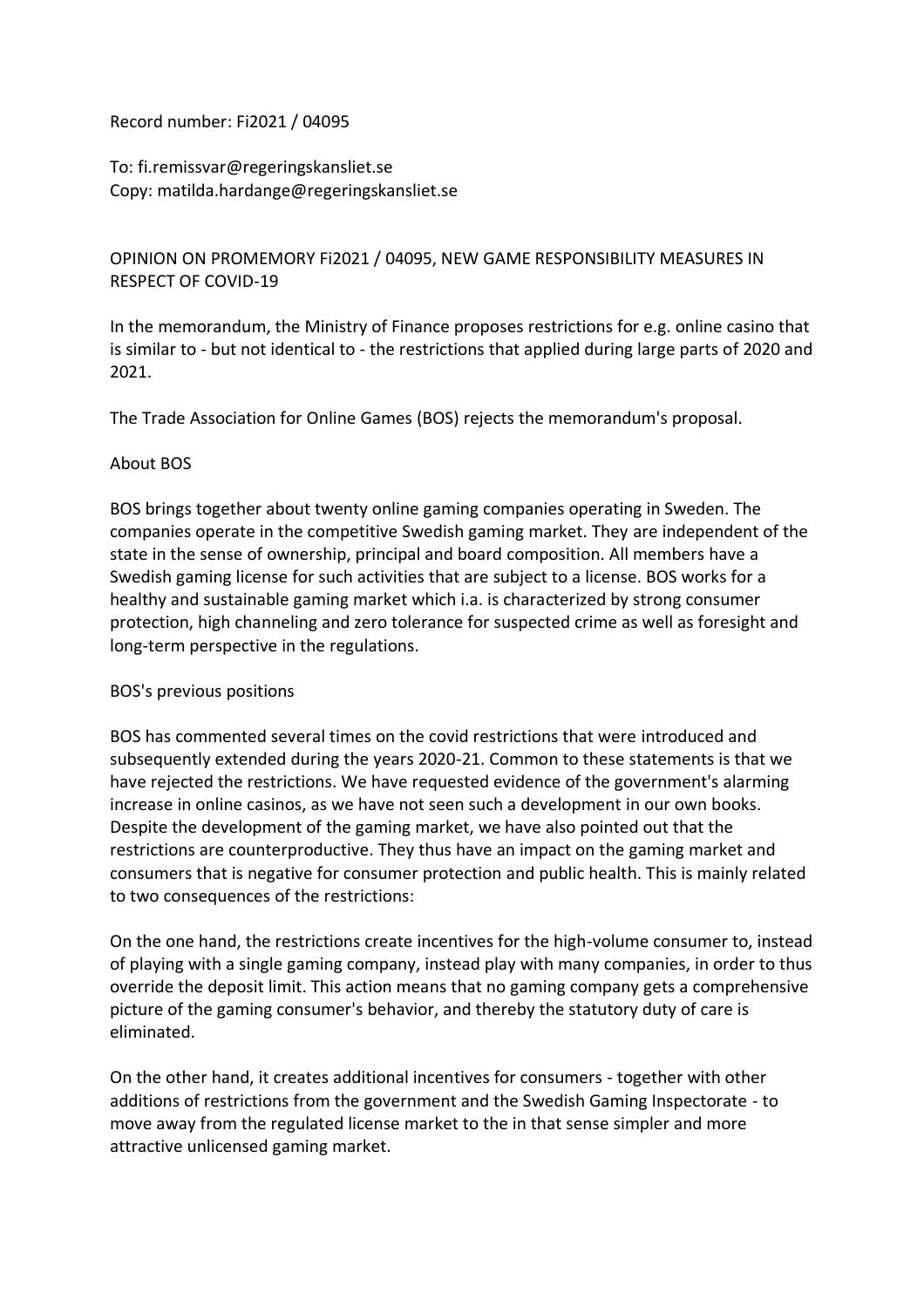Record number: Fi2021 / 04095

To: fi.remissvar@regeringskansliet.se
Copy: matilda.hardange@regeringskansliet.se

## OPINION ON PROMEMORY Fi2021 / 04095, NEW GAME RESPONSIBILITY MEASURES IN RESPECT OF COVID-19

In the memorandum, the Ministry of Finance proposes restrictions for e.g. online casino that is similar to - but not identical to - the restrictions that applied during large parts of 2020 and 2021.

The Trade Association for Online Games (BOS) rejects the memorandum's proposal.

### About BOS

BOS brings together about twenty online gaming companies operating in Sweden. The companies operate in the competitive Swedish gaming market. They are independent of the state in the sense of ownership, principal and board composition. All members have a Swedish gaming license for such activities that are subject to a license. BOS works for a healthy and sustainable gaming market which i.a. is characterized by strong consumer protection, high channeling and zero tolerance for suspected crime as well as foresight and long-term perspective in the regulations.

### BOS's previous positions

BOS has commented several times on the covid restrictions that were introduced and subsequently extended during the years 2020-21. Common to these statements is that we have rejected the restrictions. We have requested evidence of the government's alarming increase in online casinos, as we have not seen such a development in our own books. Despite the development of the gaming market, we have also pointed out that the restrictions are counterproductive. They thus have an impact on the gaming market and consumers that is negative for consumer protection and public health. This is mainly related to two consequences of the restrictions:

On the one hand, the restrictions create incentives for the high-volume consumer to, instead of playing with a single gaming company, instead play with many companies, in order to thus override the deposit limit. This action means that no gaming company gets a comprehensive picture of the gaming consumer's behavior, and thereby the statutory duty of care is eliminated.

On the other hand, it creates additional incentives for consumers - together with other additions of restrictions from the government and the Swedish Gaming Inspectorate - to move away from the regulated license market to the in that sense simpler and more attractive unlicensed gaming market.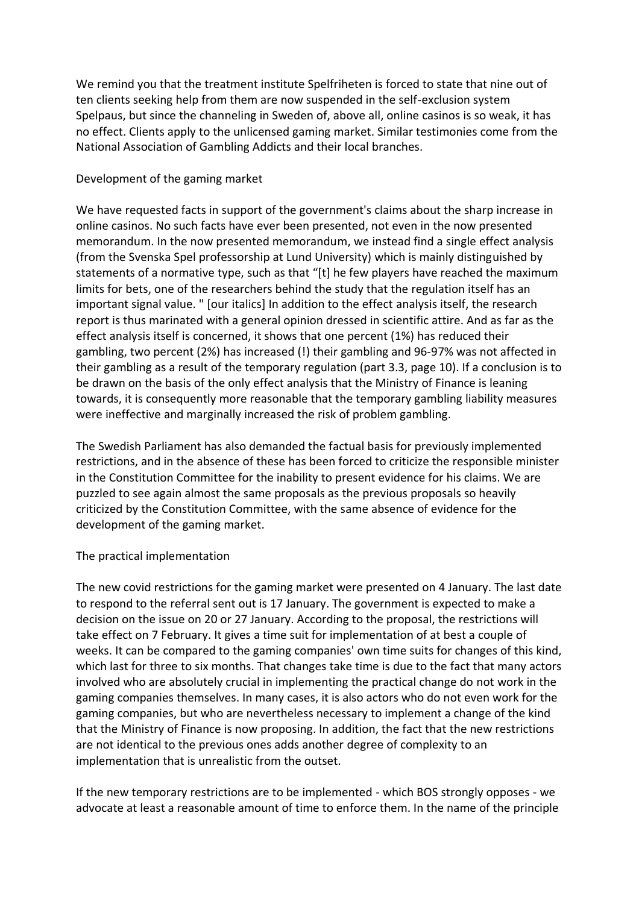We remind you that the treatment institute Spelfriheten is forced to state that nine out of ten clients seeking help from them are now suspended in the self-exclusion system Spelpaus, but since the channeling in Sweden of, above all, online casinos is so weak, it has no effect. Clients apply to the unlicensed gaming market. Similar testimonies come from the National Association of Gambling Addicts and their local branches.

## Development of the gaming market

We have requested facts in support of the government's claims about the sharp increase in online casinos. No such facts have ever been presented, not even in the now presented memorandum. In the now presented memorandum, we instead find a single effect analysis (from the Svenska Spel professorship at Lund University) which is mainly distinguished by statements of a normative type, such as that "[t] he few players have reached the maximum limits for bets, one of the researchers behind the study that the regulation itself has an important signal value. " [our italics] In addition to the effect analysis itself, the research report is thus marinated with a general opinion dressed in scientific attire. And as far as the effect analysis itself is concerned, it shows that one percent (1%) has reduced their gambling, two percent (2%) has increased (!) their gambling and 96-97% was not affected in their gambling as a result of the temporary regulation (part 3.3, page 10). If a conclusion is to be drawn on the basis of the only effect analysis that the Ministry of Finance is leaning towards, it is consequently more reasonable that the temporary gambling liability measures were ineffective and marginally increased the risk of problem gambling.

The Swedish Parliament has also demanded the factual basis for previously implemented restrictions, and in the absence of these has been forced to criticize the responsible minister in the Constitution Committee for the inability to present evidence for his claims. We are puzzled to see again almost the same proposals as the previous proposals so heavily criticized by the Constitution Committee, with the same absence of evidence for the development of the gaming market.

## The practical implementation

The new covid restrictions for the gaming market were presented on 4 January. The last date to respond to the referral sent out is 17 January. The government is expected to make a decision on the issue on 20 or 27 January. According to the proposal, the restrictions will take effect on 7 February. It gives a time suit for implementation of at best a couple of weeks. It can be compared to the gaming companies' own time suits for changes of this kind, which last for three to six months. That changes take time is due to the fact that many actors involved who are absolutely crucial in implementing the practical change do not work in the gaming companies themselves. In many cases, it is also actors who do not even work for the gaming companies, but who are nevertheless necessary to implement a change of the kind that the Ministry of Finance is now proposing. In addition, the fact that the new restrictions are not identical to the previous ones adds another degree of complexity to an implementation that is unrealistic from the outset.

If the new temporary restrictions are to be implemented - which BOS strongly opposes - we advocate at least a reasonable amount of time to enforce them. In the name of the principle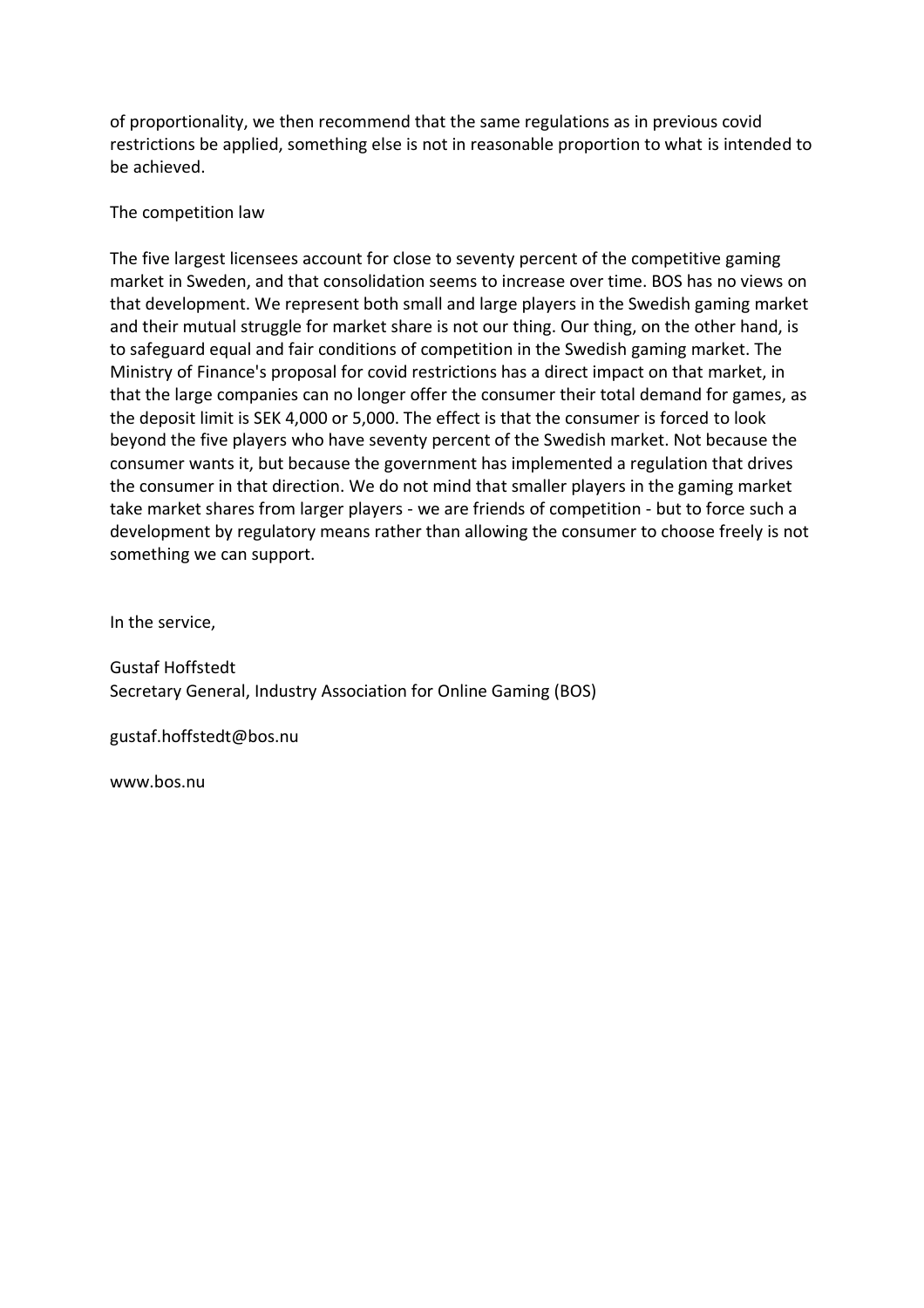of proportionality, we then recommend that the same regulations as in previous covid restrictions be applied, something else is not in reasonable proportion to what is intended to be achieved.

## The competition law

The five largest licensees account for close to seventy percent of the competitive gaming market in Sweden, and that consolidation seems to increase over time. BOS has no views on that development. We represent both small and large players in the Swedish gaming market and their mutual struggle for market share is not our thing. Our thing, on the other hand, is to safeguard equal and fair conditions of competition in the Swedish gaming market. The Ministry of Finance's proposal for covid restrictions has a direct impact on that market, in that the large companies can no longer offer the consumer their total demand for games, as the deposit limit is SEK 4,000 or 5,000. The effect is that the consumer is forced to look beyond the five players who have seventy percent of the Swedish market. Not because the consumer wants it, but because the government has implemented a regulation that drives the consumer in that direction. We do not mind that smaller players in the gaming market take market shares from larger players - we are friends of competition - but to force such a development by regulatory means rather than allowing the consumer to choose freely is not something we can support.

In the service,

Gustaf Hoffstedt  
Secretary General, Industry Association for Online Gaming (BOS)

gustaf.hoffstedt@bos.nu

www.bos.nu